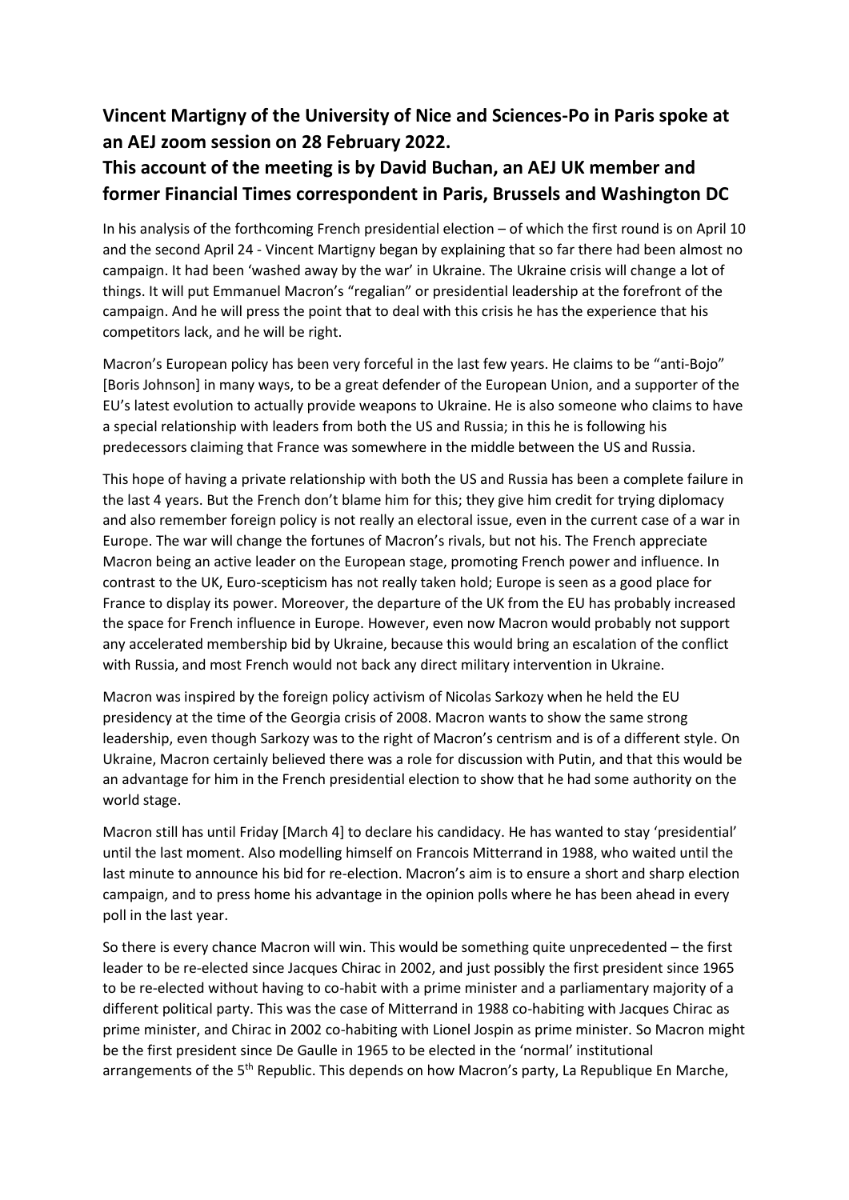# Vincent Martigny of the University of Nice and Sciences-Po in Paris spoke at an AEJ zoom session on 28 February 2022.

# This account of the meeting is by David Buchan, an AEJ UK member and former Financial Times correspondent in Paris, Brussels and Washington DC

In his analysis of the forthcoming French presidential election – of which the first round is on April 10 and the second April 24 - Vincent Martigny began by explaining that so far there had been almost no campaign. It had been 'washed away by the war' in Ukraine. The Ukraine crisis will change a lot of things. It will put Emmanuel Macron's "regalian" or presidential leadership at the forefront of the campaign. And he will press the point that to deal with this crisis he has the experience that his competitors lack, and he will be right.

Macron's European policy has been very forceful in the last few years. He claims to be "anti-Bojo" [Boris Johnson] in many ways, to be a great defender of the European Union, and a supporter of the EU's latest evolution to actually provide weapons to Ukraine. He is also someone who claims to have a special relationship with leaders from both the US and Russia; in this he is following his predecessors claiming that France was somewhere in the middle between the US and Russia.

This hope of having a private relationship with both the US and Russia has been a complete failure in the last 4 years. But the French don't blame him for this; they give him credit for trying diplomacy and also remember foreign policy is not really an electoral issue, even in the current case of a war in Europe. The war will change the fortunes of Macron's rivals, but not his. The French appreciate Macron being an active leader on the European stage, promoting French power and influence. In contrast to the UK, Euro-scepticism has not really taken hold; Europe is seen as a good place for France to display its power. Moreover, the departure of the UK from the EU has probably increased the space for French influence in Europe. However, even now Macron would probably not support any accelerated membership bid by Ukraine, because this would bring an escalation of the conflict with Russia, and most French would not back any direct military intervention in Ukraine.

Macron was inspired by the foreign policy activism of Nicolas Sarkozy when he held the EU presidency at the time of the Georgia crisis of 2008. Macron wants to show the same strong leadership, even though Sarkozy was to the right of Macron's centrism and is of a different style. On Ukraine, Macron certainly believed there was a role for discussion with Putin, and that this would be an advantage for him in the French presidential election to show that he had some authority on the world stage.

Macron still has until Friday [March 4] to declare his candidacy. He has wanted to stay 'presidential' until the last moment. Also modelling himself on Francois Mitterrand in 1988, who waited until the last minute to announce his bid for re-election. Macron's aim is to ensure a short and sharp election campaign, and to press home his advantage in the opinion polls where he has been ahead in every poll in the last year.

So there is every chance Macron will win. This would be something quite unprecedented – the first leader to be re-elected since Jacques Chirac in 2002, and just possibly the first president since 1965 to be re-elected without having to co-habit with a prime minister and a parliamentary majority of a different political party. This was the case of Mitterrand in 1988 co-habiting with Jacques Chirac as prime minister, and Chirac in 2002 co-habiting with Lionel Jospin as prime minister. So Macron might be the first president since De Gaulle in 1965 to be elected in the 'normal' institutional arrangements of the 5th Republic. This depends on how Macron's party, La Republique En Marche,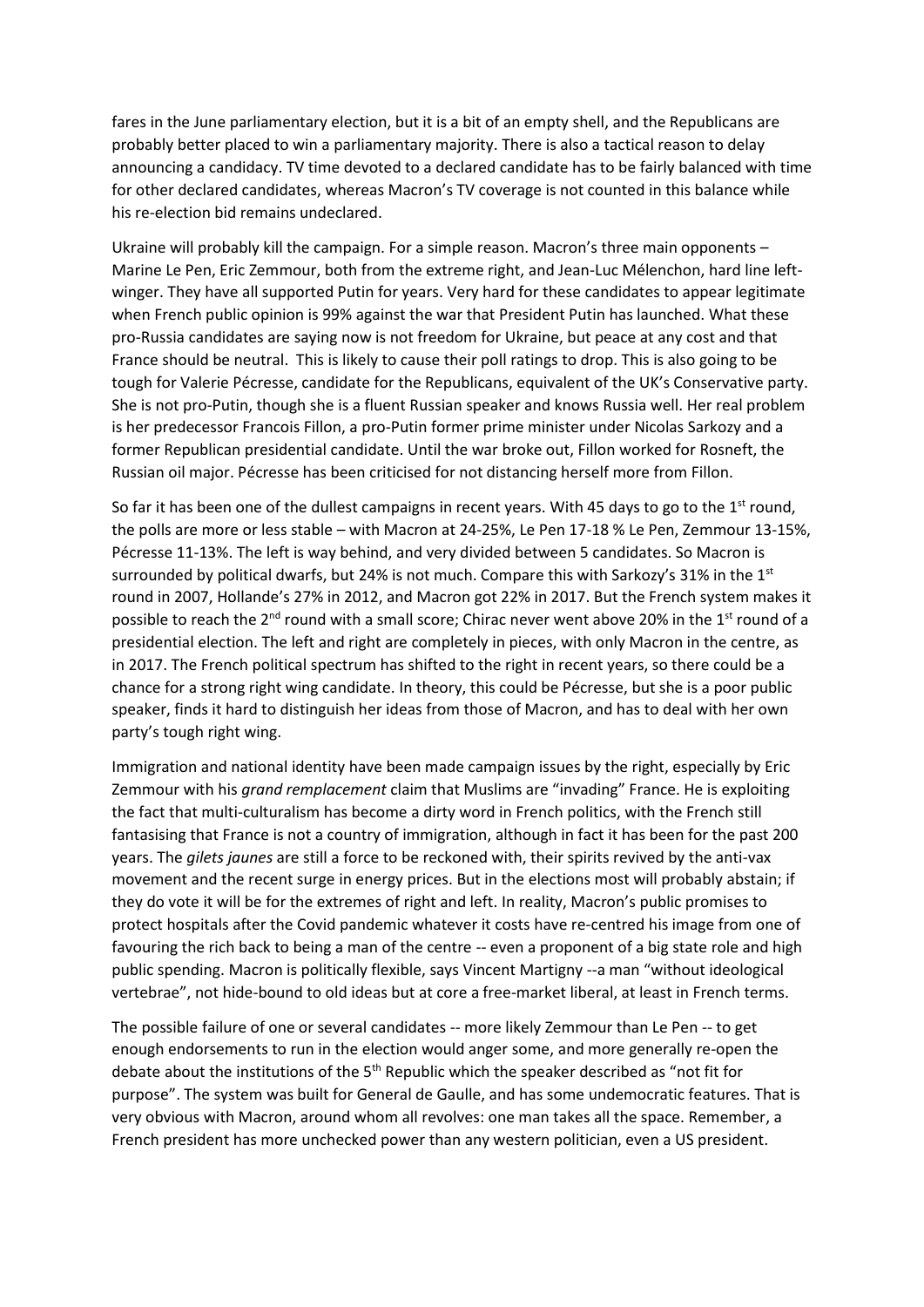fares in the June parliamentary election, but it is a bit of an empty shell, and the Republicans are probably better placed to win a parliamentary majority. There is also a tactical reason to delay announcing a candidacy. TV time devoted to a declared candidate has to be fairly balanced with time for other declared candidates, whereas Macron's TV coverage is not counted in this balance while his re-election bid remains undeclared.

Ukraine will probably kill the campaign. For a simple reason. Macron's three main opponents – Marine Le Pen, Eric Zemmour, both from the extreme right, and Jean-Luc Mélenchon, hard line left-winger. They have all supported Putin for years. Very hard for these candidates to appear legitimate when French public opinion is 99% against the war that President Putin has launched. What these pro-Russia candidates are saying now is not freedom for Ukraine, but peace at any cost and that France should be neutral. This is likely to cause their poll ratings to drop. This is also going to be tough for Valerie Pécresse, candidate for the Republicans, equivalent of the UK's Conservative party. She is not pro-Putin, though she is a fluent Russian speaker and knows Russia well. Her real problem is her predecessor Francois Fillon, a pro-Putin former prime minister under Nicolas Sarkozy and a former Republican presidential candidate. Until the war broke out, Fillon worked for Rosneft, the Russian oil major. Pécresse has been criticised for not distancing herself more from Fillon.

So far it has been one of the dullest campaigns in recent years. With 45 days to go to the 1st round, the polls are more or less stable – with Macron at 24-25%, Le Pen 17-18 % Le Pen, Zemmour 13-15%, Pécresse 11-13%. The left is way behind, and very divided between 5 candidates. So Macron is surrounded by political dwarfs, but 24% is not much. Compare this with Sarkozy's 31% in the 1st round in 2007, Hollande's 27% in 2012, and Macron got 22% in 2017. But the French system makes it possible to reach the 2nd round with a small score; Chirac never went above 20% in the 1st round of a presidential election. The left and right are completely in pieces, with only Macron in the centre, as in 2017. The French political spectrum has shifted to the right in recent years, so there could be a chance for a strong right wing candidate. In theory, this could be Pécresse, but she is a poor public speaker, finds it hard to distinguish her ideas from those of Macron, and has to deal with her own party's tough right wing.

Immigration and national identity have been made campaign issues by the right, especially by Eric Zemmour with his *grand remplacement* claim that Muslims are "invading" France. He is exploiting the fact that multi-culturalism has become a dirty word in French politics, with the French still fantasising that France is not a country of immigration, although in fact it has been for the past 200 years. The *gilets jaunes* are still a force to be reckoned with, their spirits revived by the anti-vax movement and the recent surge in energy prices. But in the elections most will probably abstain; if they do vote it will be for the extremes of right and left. In reality, Macron's public promises to protect hospitals after the Covid pandemic whatever it costs have re-centred his image from one of favouring the rich back to being a man of the centre -- even a proponent of a big state role and high public spending. Macron is politically flexible, says Vincent Martigny --a man "without ideological vertebrae", not hide-bound to old ideas but at core a free-market liberal, at least in French terms.

The possible failure of one or several candidates -- more likely Zemmour than Le Pen -- to get enough endorsements to run in the election would anger some, and more generally re-open the debate about the institutions of the 5th Republic which the speaker described as "not fit for purpose". The system was built for General de Gaulle, and has some undemocratic features. That is very obvious with Macron, around whom all revolves: one man takes all the space. Remember, a French president has more unchecked power than any western politician, even a US president.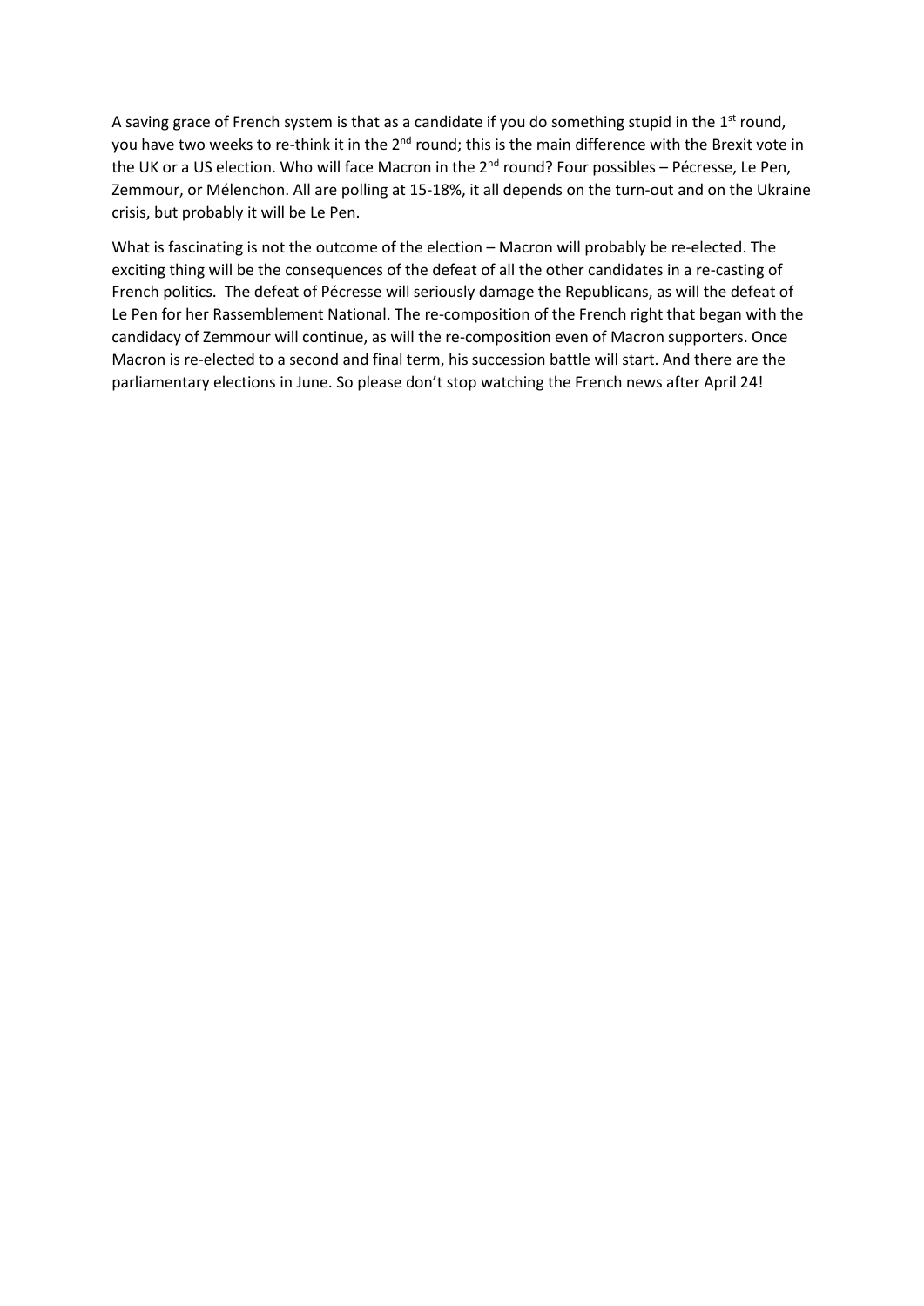A saving grace of French system is that as a candidate if you do something stupid in the 1st round, you have two weeks to re-think it in the 2nd round; this is the main difference with the Brexit vote in the UK or a US election. Who will face Macron in the 2nd round? Four possibles – Pécresse, Le Pen, Zemmour, or Mélenchon. All are polling at 15-18%, it all depends on the turn-out and on the Ukraine crisis, but probably it will be Le Pen.

What is fascinating is not the outcome of the election – Macron will probably be re-elected. The exciting thing will be the consequences of the defeat of all the other candidates in a re-casting of French politics. The defeat of Pécresse will seriously damage the Republicans, as will the defeat of Le Pen for her Rassemblement National. The re-composition of the French right that began with the candidacy of Zemmour will continue, as will the re-composition even of Macron supporters. Once Macron is re-elected to a second and final term, his succession battle will start. And there are the parliamentary elections in June. So please don't stop watching the French news after April 24!